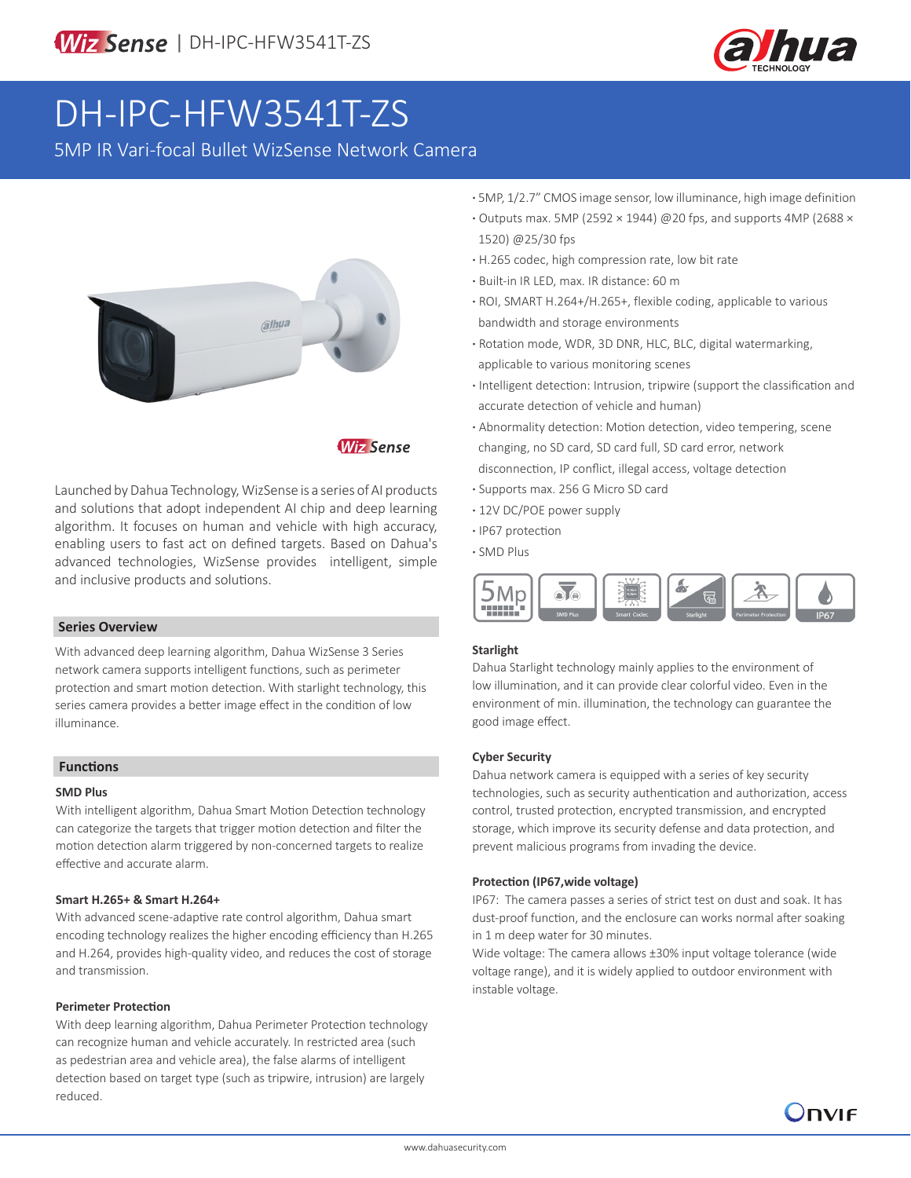# DH-IPC-HFW3541T-ZS

5MP IR Vari-focal Bullet WizSense Network Camera

- 5MP, 1/2.7" CMOS image sensor, low illuminance, high image definition
- Outputs max. 5MP (2592 × 1944) @20 fps, and supports 4MP (2688 × 1520) @25/30 fps
- H.265 codec, high compression rate, low bit rate
- Built-in IR LED, max. IR distance: 60 m
- ROI, SMART H.264+/H.265+, flexible coding, applicable to various bandwidth and storage environments
- Rotation mode, WDR, 3D DNR, HLC, BLC, digital watermarking, applicable to various monitoring scenes
- Intelligent detection: Intrusion, tripwire (support the classification and accurate detection of vehicle and human)
- Abnormality detection: Motion detection, video tempering, scene changing, no SD card, SD card full, SD card error, network disconnection, IP conflict, illegal access, voltage detection
- Supports max. 256 G Micro SD card
- 12V DC/POE power supply
- IP67 protection
- SMD Plus

Launched by Dahua Technology, WizSense is a series of AI products and solutions that adopt independent AI chip and deep learning algorithm. It focuses on human and vehicle with high accuracy, enabling users to fast act on defined targets. Based on Dahua's advanced technologies, WizSense provides intelligent, simple and inclusive products and solutions.

## Series Overview

With advanced deep learning algorithm, Dahua WizSense 3 Series network camera supports intelligent functions, such as perimeter protection and smart motion detection. With starlight technology, this series camera provides a better image effect in the condition of low illuminance.

## Functions

### SMD Plus

With intelligent algorithm, Dahua Smart Motion Detection technology can categorize the targets that trigger motion detection and filter the motion detection alarm triggered by non-concerned targets to realize effective and accurate alarm.

### Smart H.265+ & Smart H.264+

With advanced scene-adaptive rate control algorithm, Dahua smart encoding technology realizes the higher encoding efficiency than H.265 and H.264, provides high-quality video, and reduces the cost of storage and transmission.

### Perimeter Protection

With deep learning algorithm, Dahua Perimeter Protection technology can recognize human and vehicle accurately. In restricted area (such as pedestrian area and vehicle area), the false alarms of intelligent detection based on target type (such as tripwire, intrusion) are largely reduced.

### Starlight

Dahua Starlight technology mainly applies to the environment of low illumination, and it can provide clear colorful video. Even in the environment of min. illumination, the technology can guarantee the good image effect.

### Cyber Security

Dahua network camera is equipped with a series of key security technologies, such as security authentication and authorization, access control, trusted protection, encrypted transmission, and encrypted storage, which improve its security defense and data protection, and prevent malicious programs from invading the device.

### Protection (IP67,wide voltage)

IP67: The camera passes a series of strict test on dust and soak. It has dust-proof function, and the enclosure can works normal after soaking in 1 m deep water for 30 minutes.

Wide voltage: The camera allows ±30% input voltage tolerance (wide voltage range), and it is widely applied to outdoor environment with instable voltage.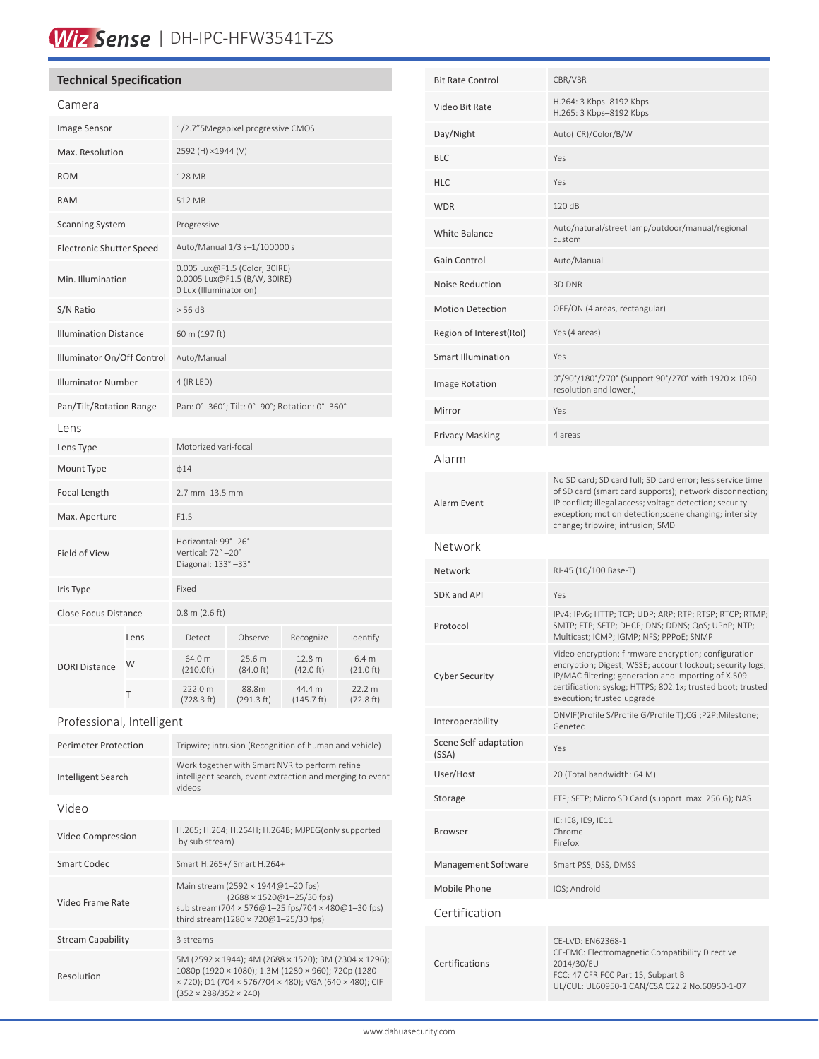# Wiz Sense | DH-IPC-HFW3541T-ZS

## Technical Specification

### Camera

| | |
|---|---|
| Image Sensor | 1/2.7"5Megapixel progressive CMOS |
| Max. Resolution | 2592 (H) ×1944 (V) |
| ROM | 128 MB |
| RAM | 512 MB |
| Scanning System | Progressive |
| Electronic Shutter Speed | Auto/Manual 1/3 s–1/100000 s |
| Min. Illumination | 0.005 Lux@F1.5 (Color, 30IRE)<br>0.0005 Lux@F1.5 (B/W, 30IRE)<br>0 Lux (Illuminator on) |
| S/N Ratio | > 56 dB |
| Illumination Distance | 60 m (197 ft) |
| Illuminator On/Off Control | Auto/Manual |
| Illuminator Number | 4 (IR LED) |
| Pan/Tilt/Rotation Range | Pan: 0°–360°; Tilt: 0°–90°; Rotation: 0°–360° |

### Lens

| | |
|---|---|
| Lens Type | Motorized vari-focal |
| Mount Type | ϕ14 |
| Focal Length | 2.7 mm–13.5 mm |
| Max. Aperture | F1.5 |
| Field of View | Horizontal: 99°–26°<br>Vertical: 72° –20°<br>Diagonal: 133° –33° |
| Iris Type | Fixed |
| Close Focus Distance | 0.8 m (2.6 ft) |

| DORI Distance | Lens | Detect | Observe | Recognize | Identify |
|---|---|---|---|---|---|
| | W | 64.0 m (210.0ft) | 25.6 m (84.0 ft) | 12.8 m (42.0 ft) | 6.4 m (21.0 ft) |
| | T | 222.0 m (728.3 ft) | 88.8m (291.3 ft) | 44.4 m (145.7 ft) | 22.2 m (72.8 ft) |

### Professional, Intelligent

| | |
|---|---|
| Perimeter Protection | Tripwire; intrusion (Recognition of human and vehicle) |
| Intelligent Search | Work together with Smart NVR to perform refine intelligent search, event extraction and merging to event videos |

### Video

| | |
|---|---|
| Video Compression | H.265; H.264; H.264H; H.264B; MJPEG(only supported by sub stream) |
| Smart Codec | Smart H.265+/ Smart H.264+ |
| Video Frame Rate | Main stream (2592 × 1944@1–20 fps)<br>(2688 × 1520@1–25/30 fps)<br>sub stream(704 × 576@1–25 fps/704 × 480@1–30 fps)<br>third stream(1280 × 720@1–25/30 fps) |
| Stream Capability | 3 streams |
| Resolution | 5M (2592 × 1944); 4M (2688 × 1520); 3M (2304 × 1296); 1080p (1920 × 1080); 1.3M (1280 × 960); 720p (1280 × 720); D1 (704 × 576/704 × 480); VGA (640 × 480); CIF (352 × 288/352 × 240) |
| Bit Rate Control | CBR/VBR |
| Video Bit Rate | H.264: 3 Kbps–8192 Kbps<br>H.265: 3 Kbps–8192 Kbps |
| Day/Night | Auto(ICR)/Color/B/W |
| BLC | Yes |
| HLC | Yes |
| WDR | 120 dB |
| White Balance | Auto/natural/street lamp/outdoor/manual/regional custom |
| Gain Control | Auto/Manual |
| Noise Reduction | 3D DNR |
| Motion Detection | OFF/ON (4 areas, rectangular) |
| Region of Interest(RoI) | Yes (4 areas) |
| Smart Illumination | Yes |
| Image Rotation | 0°/90°/180°/270° (Support 90°/270° with 1920 × 1080 resolution and lower.) |
| Mirror | Yes |
| Privacy Masking | 4 areas |

### Alarm

| | |
|---|---|
| Alarm Event | No SD card; SD card full; SD card error; less service time of SD card (smart card supports); network disconnection; IP conflict; illegal access; voltage detection; security exception; motion detection;scene changing; intensity change; tripwire; intrusion; SMD |

### Network

| | |
|---|---|
| Network | RJ-45 (10/100 Base-T) |
| SDK and API | Yes |
| Protocol | IPv4; IPv6; HTTP; TCP; UDP; ARP; RTP; RTSP; RTCP; RTMP; SMTP; FTP; SFTP; DHCP; DNS; DDNS; QoS; UPnP; NTP; Multicast; ICMP; IGMP; NFS; PPPoE; SNMP |
| Cyber Security | Video encryption; firmware encryption; configuration encryption; Digest; WSSE; account lockout; security logs; IP/MAC filtering; generation and importing of X.509 certification; syslog; HTTPS; 802.1x; trusted boot; trusted execution; trusted upgrade |
| Interoperability | ONVIF(Profile S/Profile G/Profile T);CGI;P2P;Milestone; Genetec |
| Scene Self-adaptation (SSA) | Yes |
| User/Host | 20 (Total bandwidth: 64 M) |
| Storage | FTP; SFTP; Micro SD Card (support max. 256 G); NAS |
| Browser | IE: IE8, IE9, IE11<br>Chrome<br>Firefox |
| Management Software | Smart PSS, DSS, DMSS |
| Mobile Phone | IOS; Android |

### Certification

| | |
|---|---|
| Certifications | CE-LVD: EN62368-1<br>CE-EMC: Electromagnetic Compatibility Directive 2014/30/EU<br>FCC: 47 CFR FCC Part 15, Subpart B<br>UL/CUL: UL60950-1 CAN/CSA C22.2 No.60950-1-07 |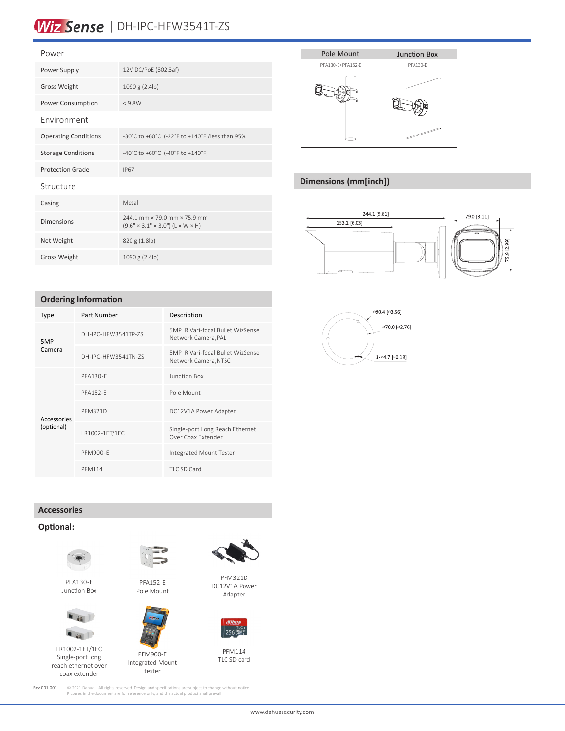# WizSense | DH-IPC-HFW3541T-ZS

## Power

| | |
|---|---|
| Power Supply | 12V DC/PoE (802.3af) |
| Gross Weight | 1090 g (2.4lb) |
| Power Consumption | < 9.8W |

## Environment

| | |
|---|---|
| Operating Conditions | -30°C to +60°C (-22°F to +140°F)/less than 95% |
| Storage Conditions | -40°C to +60°C (-40°F to +140°F) |
| Protection Grade | IP67 |

## Structure

| | |
|---|---|
| Casing | Metal |
| Dimensions | 244.1 mm × 79.0 mm × 75.9 mm (9.6" × 3.1" × 3.0") (L × W × H) |
| Net Weight | 820 g (1.8lb) |
| Gross Weight | 1090 g (2.4lb) |

| Pole Mount | Junction Box |
|---|---|
| PFA130-E+PFA152-E | PFA130-E |

## Dimensions (mm[inch])

244.1 [9.61]
153.1 [6.03]
79.0 [3.11]
75.9 [2.99]
ø90.4 [ø3.56]
ø70.0 [ø2.76]
3-ø4.7 [ø0.19]

## Ordering Information

| Type | Part Number | Description |
|---|---|---|
| 5MP Camera | DH-IPC-HFW3541TP-ZS | 5MP IR Vari-focal Bullet WizSense Network Camera,PAL |
| | DH-IPC-HFW3541TN-ZS | 5MP IR Vari-focal Bullet WizSense Network Camera,NTSC |
| Accessories (optional) | PFA130-E | Junction Box |
| | PFA152-E | Pole Mount |
| | PFM321D | DC12V1A Power Adapter |
| | LR1002-1ET/1EC | Single-port Long Reach Ethernet Over Coax Extender |
| | PFM900-E | Integrated Mount Tester |
| | PFM114 | TLC SD Card |

## Accessories

**Optional:**

PFA130-E
Junction Box

PFA152-E
Pole Mount

PFM321D
DC12V1A Power Adapter

LR1002-1ET/1EC
Single-port long reach ethernet over coax extender

PFM900-E
Integrated Mount tester

PFM114
TLC SD card

Rev 001.001 © 2021 Dahua . All rights reserved. Design and specifications are subject to change without notice. Pictures in the document are for reference only, and the actual product shall prevail.

www.dahuasecurity.com